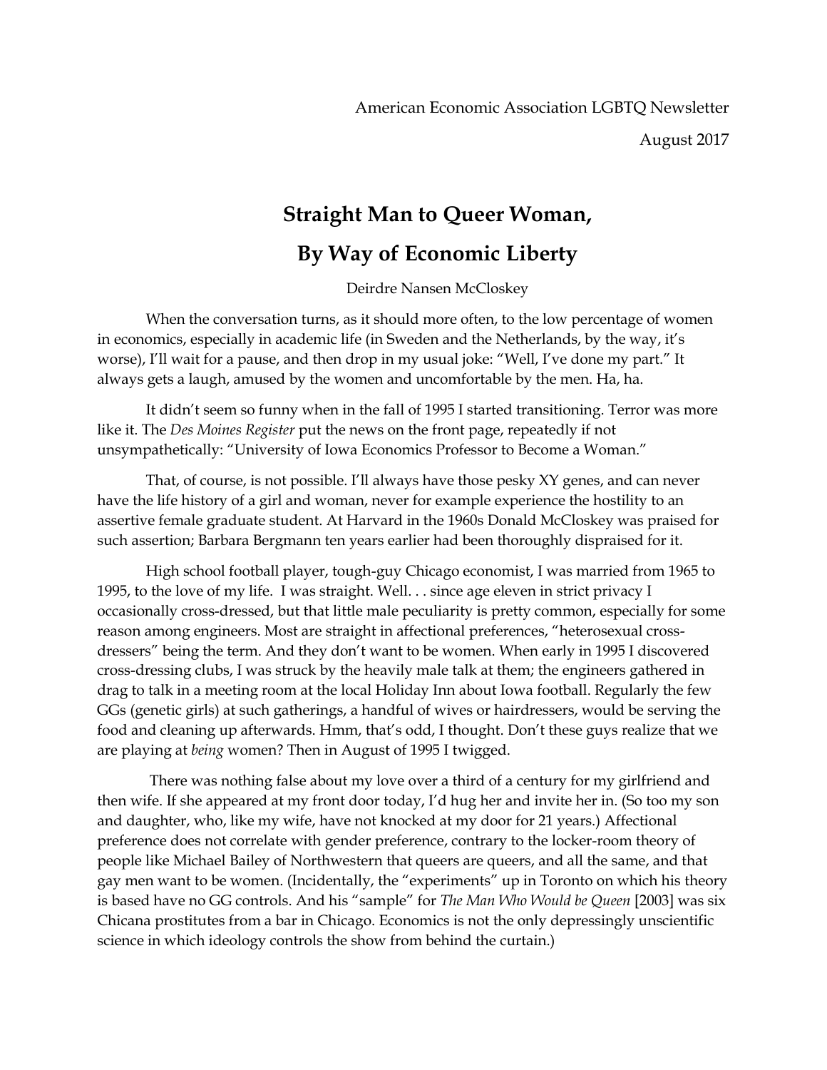American Economic Association LGBTQ Newsletter

August 2017

# Straight Man to Queer Woman, By Way of Economic Liberty

Deirdre Nansen McCloskey

When the conversation turns, as it should more often, to the low percentage of women in economics, especially in academic life (in Sweden and the Netherlands, by the way, it's worse), I'll wait for a pause, and then drop in my usual joke: "Well, I've done my part." It always gets a laugh, amused by the women and uncomfortable by the men. Ha, ha.

It didn't seem so funny when in the fall of 1995 I started transitioning. Terror was more like it. The *Des Moines Register* put the news on the front page, repeatedly if not unsympathetically: "University of Iowa Economics Professor to Become a Woman."

That, of course, is not possible. I'll always have those pesky XY genes, and can never have the life history of a girl and woman, never for example experience the hostility to an assertive female graduate student. At Harvard in the 1960s Donald McCloskey was praised for such assertion; Barbara Bergmann ten years earlier had been thoroughly dispraised for it.

High school football player, tough-guy Chicago economist, I was married from 1965 to 1995, to the love of my life. I was straight. Well. . . since age eleven in strict privacy I occasionally cross-dressed, but that little male peculiarity is pretty common, especially for some reason among engineers. Most are straight in affectional preferences, "heterosexual cross-dressers" being the term. And they don't want to be women. When early in 1995 I discovered cross-dressing clubs, I was struck by the heavily male talk at them; the engineers gathered in drag to talk in a meeting room at the local Holiday Inn about Iowa football. Regularly the few GGs (genetic girls) at such gatherings, a handful of wives or hairdressers, would be serving the food and cleaning up afterwards. Hmm, that's odd, I thought. Don't these guys realize that we are playing at *being* women? Then in August of 1995 I twigged.

There was nothing false about my love over a third of a century for my girlfriend and then wife. If she appeared at my front door today, I'd hug her and invite her in. (So too my son and daughter, who, like my wife, have not knocked at my door for 21 years.) Affectional preference does not correlate with gender preference, contrary to the locker-room theory of people like Michael Bailey of Northwestern that queers are queers, and all the same, and that gay men want to be women. (Incidentally, the "experiments" up in Toronto on which his theory is based have no GG controls. And his "sample" for *The Man Who Would be Queen* [2003] was six Chicana prostitutes from a bar in Chicago. Economics is not the only depressingly unscientific science in which ideology controls the show from behind the curtain.)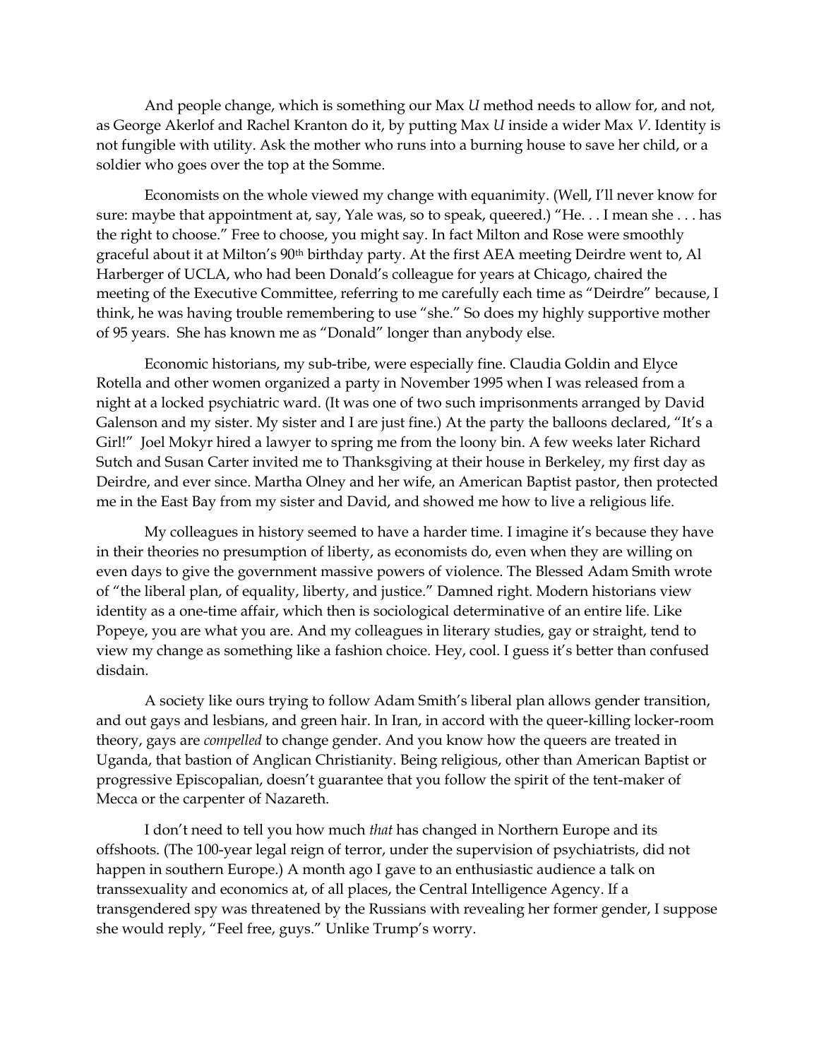And people change, which is something our Max *U* method needs to allow for, and not, as George Akerlof and Rachel Kranton do it, by putting Max *U* inside a wider Max *V*. Identity is not fungible with utility. Ask the mother who runs into a burning house to save her child, or a soldier who goes over the top at the Somme.

Economists on the whole viewed my change with equanimity. (Well, I'll never know for sure: maybe that appointment at, say, Yale was, so to speak, queered.) "He. . . I mean she . . . has the right to choose." Free to choose, you might say. In fact Milton and Rose were smoothly graceful about it at Milton's 90th birthday party. At the first AEA meeting Deirdre went to, Al Harberger of UCLA, who had been Donald's colleague for years at Chicago, chaired the meeting of the Executive Committee, referring to me carefully each time as "Deirdre" because, I think, he was having trouble remembering to use "she." So does my highly supportive mother of 95 years. She has known me as "Donald" longer than anybody else.

Economic historians, my sub-tribe, were especially fine. Claudia Goldin and Elyce Rotella and other women organized a party in November 1995 when I was released from a night at a locked psychiatric ward. (It was one of two such imprisonments arranged by David Galenson and my sister. My sister and I are just fine.) At the party the balloons declared, "It's a Girl!" Joel Mokyr hired a lawyer to spring me from the loony bin. A few weeks later Richard Sutch and Susan Carter invited me to Thanksgiving at their house in Berkeley, my first day as Deirdre, and ever since. Martha Olney and her wife, an American Baptist pastor, then protected me in the East Bay from my sister and David, and showed me how to live a religious life.

My colleagues in history seemed to have a harder time. I imagine it's because they have in their theories no presumption of liberty, as economists do, even when they are willing on even days to give the government massive powers of violence. The Blessed Adam Smith wrote of "the liberal plan, of equality, liberty, and justice." Damned right. Modern historians view identity as a one-time affair, which then is sociological determinative of an entire life. Like Popeye, you are what you are. And my colleagues in literary studies, gay or straight, tend to view my change as something like a fashion choice. Hey, cool. I guess it's better than confused disdain.

A society like ours trying to follow Adam Smith's liberal plan allows gender transition, and out gays and lesbians, and green hair. In Iran, in accord with the queer-killing locker-room theory, gays are *compelled* to change gender. And you know how the queers are treated in Uganda, that bastion of Anglican Christianity. Being religious, other than American Baptist or progressive Episcopalian, doesn't guarantee that you follow the spirit of the tent-maker of Mecca or the carpenter of Nazareth.

I don't need to tell you how much *that* has changed in Northern Europe and its offshoots. (The 100-year legal reign of terror, under the supervision of psychiatrists, did not happen in southern Europe.) A month ago I gave to an enthusiastic audience a talk on transsexuality and economics at, of all places, the Central Intelligence Agency. If a transgendered spy was threatened by the Russians with revealing her former gender, I suppose she would reply, "Feel free, guys." Unlike Trump's worry.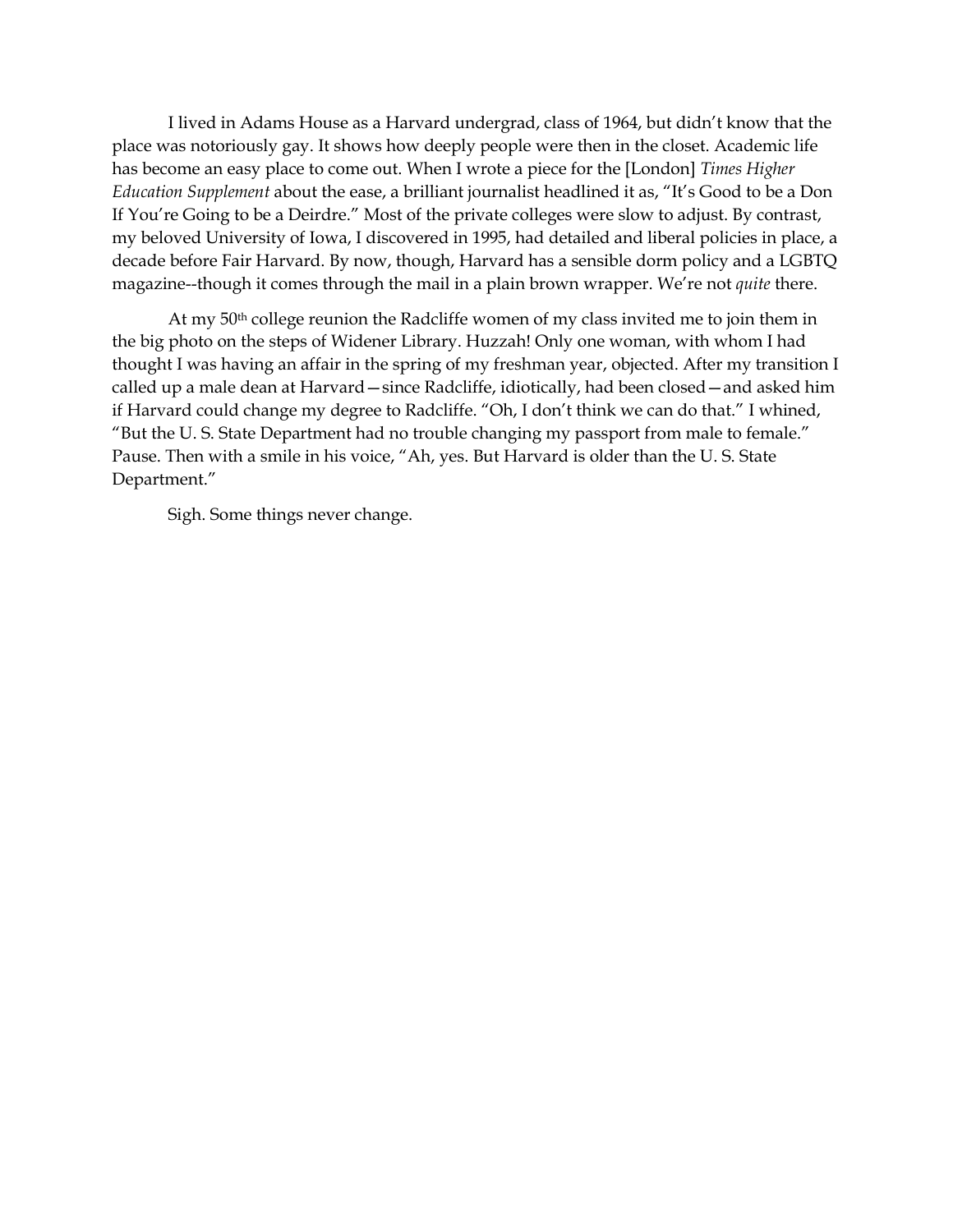I lived in Adams House as a Harvard undergrad, class of 1964, but didn't know that the place was notoriously gay. It shows how deeply people were then in the closet. Academic life has become an easy place to come out. When I wrote a piece for the [London] *Times Higher Education Supplement* about the ease, a brilliant journalist headlined it as, "It's Good to be a Don If You're Going to be a Deirdre." Most of the private colleges were slow to adjust. By contrast, my beloved University of Iowa, I discovered in 1995, had detailed and liberal policies in place, a decade before Fair Harvard. By now, though, Harvard has a sensible dorm policy and a LGBTQ magazine--though it comes through the mail in a plain brown wrapper. We're not *quite* there.

At my 50th college reunion the Radcliffe women of my class invited me to join them in the big photo on the steps of Widener Library. Huzzah! Only one woman, with whom I had thought I was having an affair in the spring of my freshman year, objected. After my transition I called up a male dean at Harvard—since Radcliffe, idiotically, had been closed—and asked him if Harvard could change my degree to Radcliffe. "Oh, I don't think we can do that." I whined, "But the U. S. State Department had no trouble changing my passport from male to female." Pause. Then with a smile in his voice, "Ah, yes. But Harvard is older than the U. S. State Department."

Sigh. Some things never change.